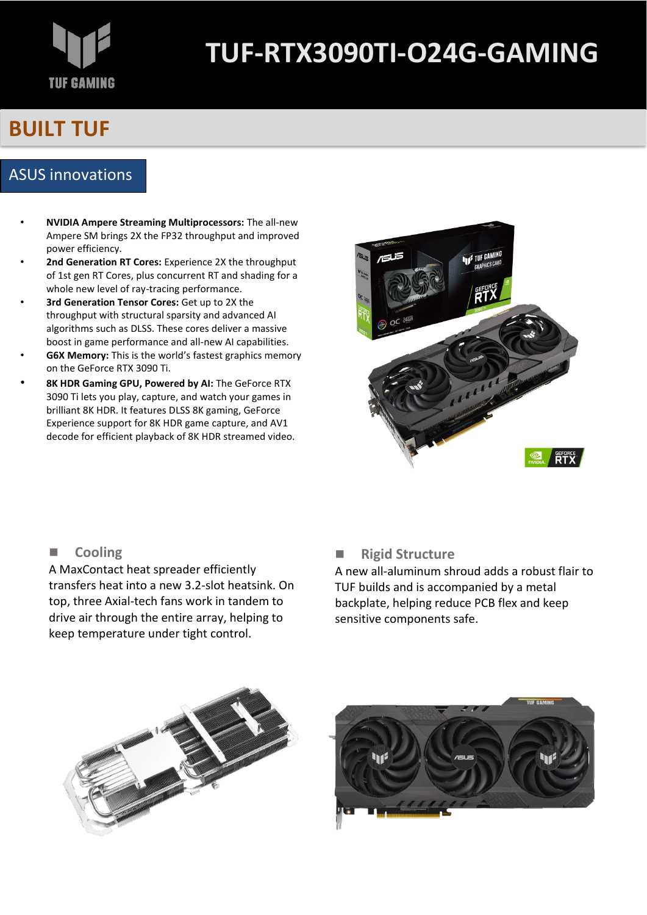# TUF-RTX3090TI-O24G-GAMING

## BUILT TUF

### ASUS innovations

- **NVIDIA Ampere Streaming Multiprocessors:** The all-new Ampere SM brings 2X the FP32 throughput and improved power efficiency.
- **2nd Generation RT Cores:** Experience 2X the throughput of 1st gen RT Cores, plus concurrent RT and shading for a whole new level of ray-tracing performance.
- **3rd Generation Tensor Cores:** Get up to 2X the throughput with structural sparsity and advanced AI algorithms such as DLSS. These cores deliver a massive boost in game performance and all-new AI capabilities.
- **G6X Memory:** This is the world's fastest graphics memory on the GeForce RTX 3090 Ti.
- **8K HDR Gaming GPU, Powered by AI:** The GeForce RTX 3090 Ti lets you play, capture, and watch your games in brilliant 8K HDR. It features DLSS 8K gaming, GeForce Experience support for 8K HDR game capture, and AV1 decode for efficient playback of 8K HDR streamed video.

#### Cooling

A MaxContact heat spreader efficiently transfers heat into a new 3.2-slot heatsink. On top, three Axial-tech fans work in tandem to drive air through the entire array, helping to keep temperature under tight control.

#### Rigid Structure

A new all-aluminum shroud adds a robust flair to TUF builds and is accompanied by a metal backplate, helping reduce PCB flex and keep sensitive components safe.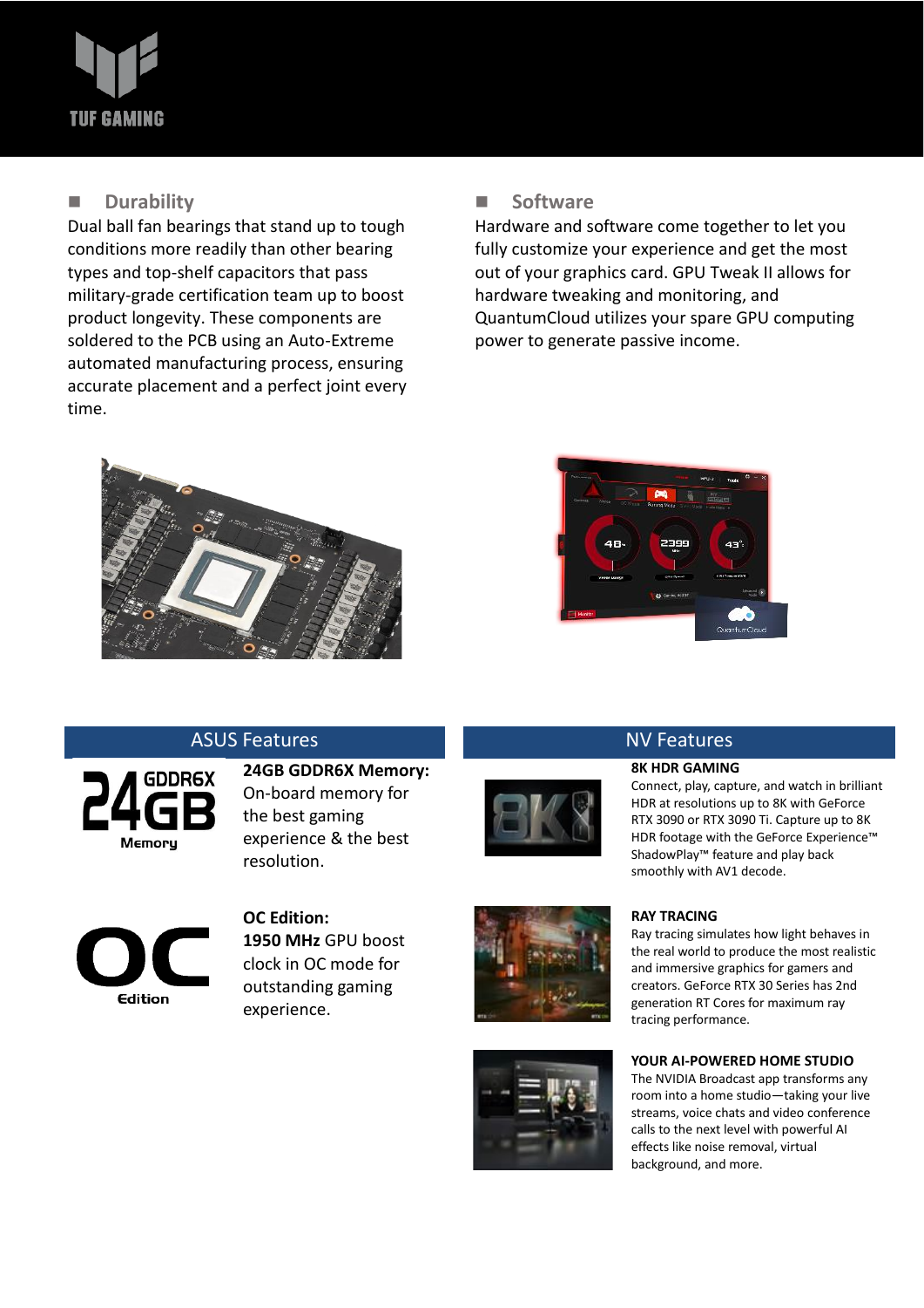## Durability

Dual ball fan bearings that stand up to tough conditions more readily than other bearing types and top-shelf capacitors that pass military-grade certification team up to boost product longevity. These components are soldered to the PCB using an Auto-Extreme automated manufacturing process, ensuring accurate placement and a perfect joint every time.

## Software

Hardware and software come together to let you fully customize your experience and get the most out of your graphics card. GPU Tweak II allows for hardware tweaking and monitoring, and QuantumCloud utilizes your spare GPU computing power to generate passive income.

## ASUS Features

**24GB GDDR6X Memory:**
On-board memory for the best gaming experience & the best resolution.

**OC Edition:**
**1950 MHz** GPU boost clock in OC mode for outstanding gaming experience.

## NV Features

**8K HDR GAMING**
Connect, play, capture, and watch in brilliant HDR at resolutions up to 8K with GeForce RTX 3090 or RTX 3090 Ti. Capture up to 8K HDR footage with the GeForce Experience™ ShadowPlay™ feature and play back smoothly with AV1 decode.

**RAY TRACING**
Ray tracing simulates how light behaves in the real world to produce the most realistic and immersive graphics for gamers and creators. GeForce RTX 30 Series has 2nd generation RT Cores for maximum ray tracing performance.

**YOUR AI-POWERED HOME STUDIO**
The NVIDIA Broadcast app transforms any room into a home studio—taking your live streams, voice chats and video conference calls to the next level with powerful AI effects like noise removal, virtual background, and more.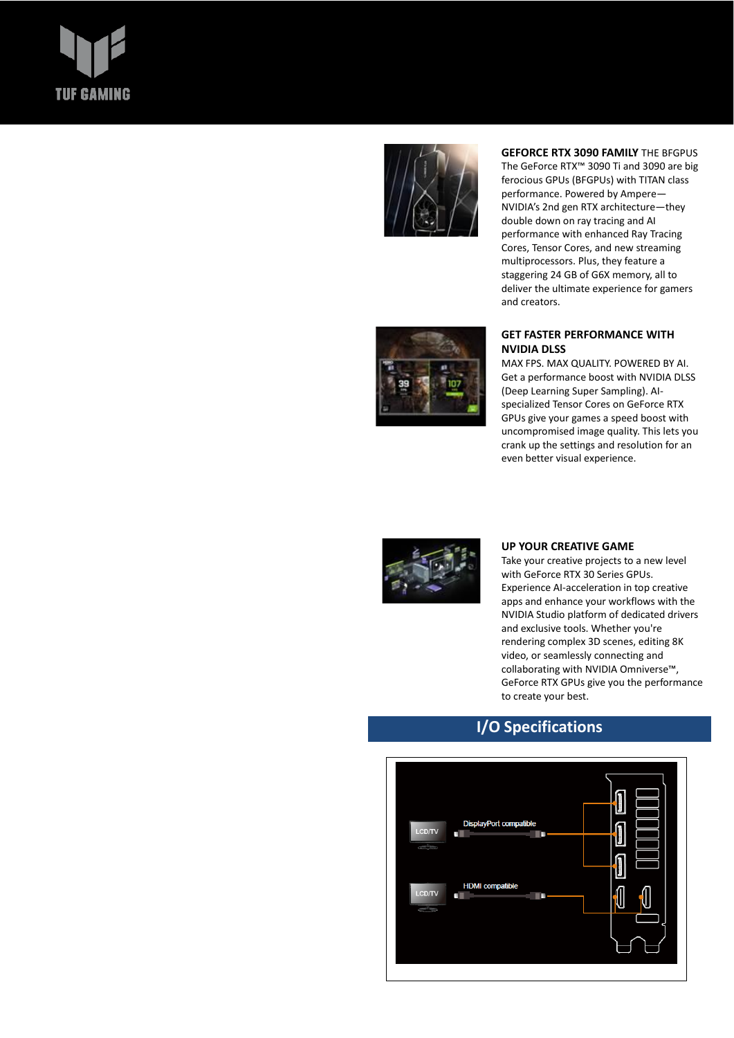**GEFORCE RTX 3090 FAMILY** THE BFGPUS
The GeForce RTX™ 3090 Ti and 3090 are big ferocious GPUs (BFGPUs) with TITAN class performance. Powered by Ampere—NVIDIA's 2nd gen RTX architecture—they double down on ray tracing and AI performance with enhanced Ray Tracing Cores, Tensor Cores, and new streaming multiprocessors. Plus, they feature a staggering 24 GB of G6X memory, all to deliver the ultimate experience for gamers and creators.

**GET FASTER PERFORMANCE WITH NVIDIA DLSS**
MAX FPS. MAX QUALITY. POWERED BY AI. Get a performance boost with NVIDIA DLSS (Deep Learning Super Sampling). AI-specialized Tensor Cores on GeForce RTX GPUs give your games a speed boost with uncompromised image quality. This lets you crank up the settings and resolution for an even better visual experience.

**UP YOUR CREATIVE GAME**
Take your creative projects to a new level with GeForce RTX 30 Series GPUs. Experience AI-acceleration in top creative apps and enhance your workflows with the NVIDIA Studio platform of dedicated drivers and exclusive tools. Whether you're rendering complex 3D scenes, editing 8K video, or seamlessly connecting and collaborating with NVIDIA Omniverse™, GeForce RTX GPUs give you the performance to create your best.

## I/O Specifications

LCD/TV
DisplayPort compatible

LCD/TV
HDMI compatible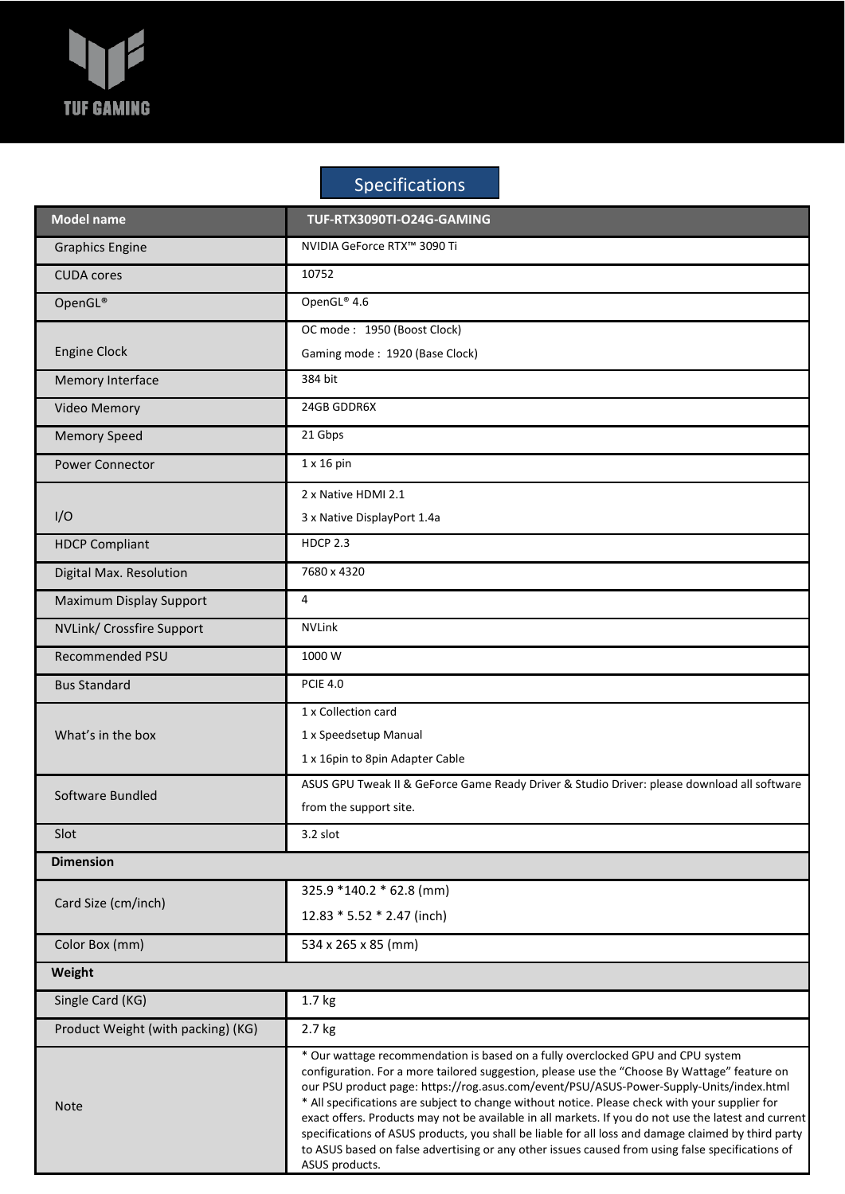TUF GAMING

# Specifications

| Model name | TUF-RTX3090TI-O24G-GAMING |
|---|---|
| Graphics Engine | NVIDIA GeForce RTX™ 3090 Ti |
| CUDA cores | 10752 |
| OpenGL® | OpenGL® 4.6 |
| Engine Clock | OC mode : 1950 (Boost Clock)<br>Gaming mode : 1920 (Base Clock) |
| Memory Interface | 384 bit |
| Video Memory | 24GB GDDR6X |
| Memory Speed | 21 Gbps |
| Power Connector | 1 x 16 pin |
| I/O | 2 x Native HDMI 2.1<br>3 x Native DisplayPort 1.4a |
| HDCP Compliant | HDCP 2.3 |
| Digital Max. Resolution | 7680 x 4320 |
| Maximum Display Support | 4 |
| NVLink/ Crossfire Support | NVLink |
| Recommended PSU | 1000 W |
| Bus Standard | PCIE 4.0 |
| What's in the box | 1 x Collection card<br>1 x Speedsetup Manual<br>1 x 16pin to 8pin Adapter Cable |
| Software Bundled | ASUS GPU Tweak II & GeForce Game Ready Driver & Studio Driver: please download all software from the support site. |
| Slot | 3.2 slot |
| **Dimension** | |
| Card Size (cm/inch) | 325.9 *140.2 * 62.8 (mm)<br>12.83 * 5.52 * 2.47 (inch) |
| Color Box (mm) | 534 x 265 x 85 (mm) |
| **Weight** | |
| Single Card (KG) | 1.7 kg |
| Product Weight (with packing) (KG) | 2.7 kg |
| Note | * Our wattage recommendation is based on a fully overclocked GPU and CPU system configuration. For a more tailored suggestion, please use the "Choose By Wattage" feature on our PSU product page: https://rog.asus.com/event/PSU/ASUS-Power-Supply-Units/index.html<br>* All specifications are subject to change without notice. Please check with your supplier for exact offers. Products may not be available in all markets. If you do not use the latest and current specifications of ASUS products, you shall be liable for all loss and damage claimed by third party to ASUS based on false advertising or any other issues caused from using false specifications of ASUS products. |